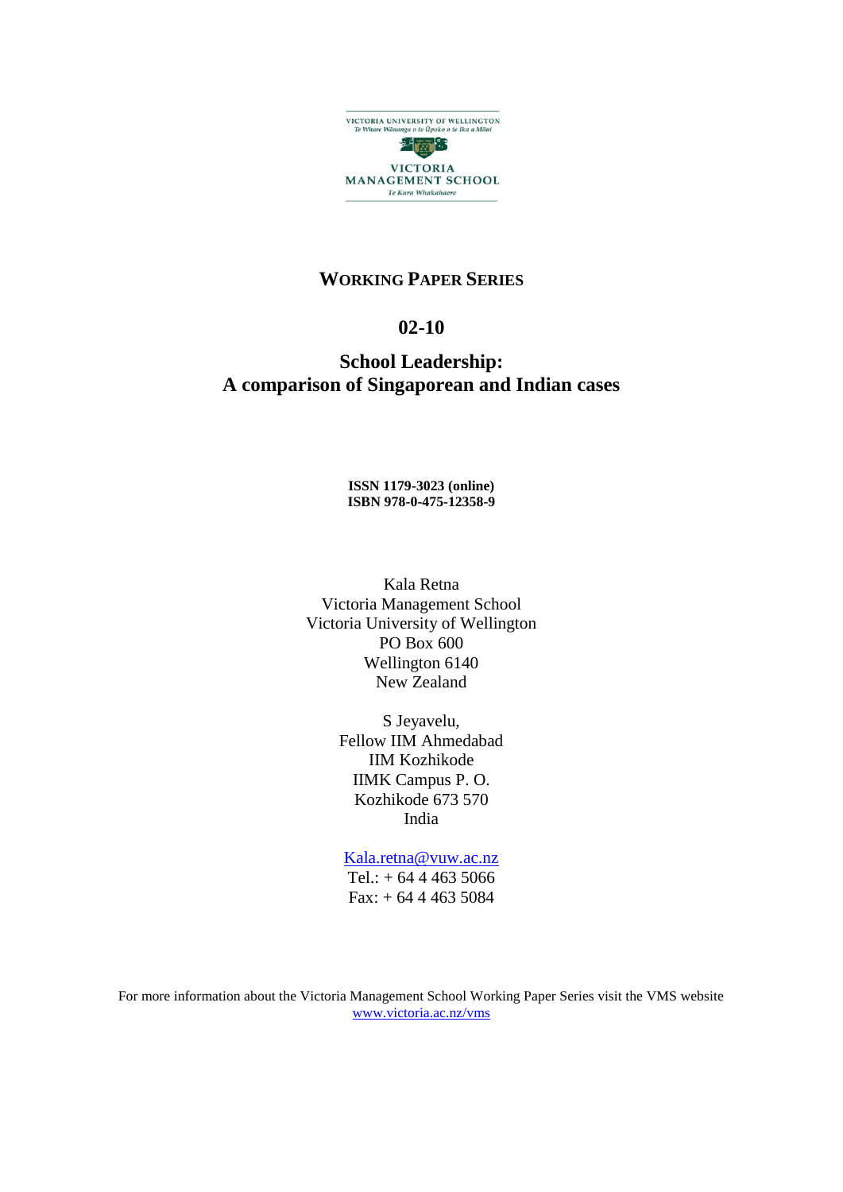VICTORIA UNIVERSITY OF WELLINGTON
Te Whare Wānanga o te Ūpoko o te Ika a Māui

VICTORIA MANAGEMENT SCHOOL
Te Kura Whakahaere

# WORKING PAPER SERIES

## 02-10

## School Leadership: A comparison of Singaporean and Indian cases

**ISSN 1179-3023 (online)**
**ISBN 978-0-475-12358-9**

Kala Retna
Victoria Management School
Victoria University of Wellington
PO Box 600
Wellington 6140
New Zealand

S Jeyavelu,
Fellow IIM Ahmedabad
IIM Kozhikode
IIMK Campus P. O.
Kozhikode 673 570
India

Kala.retna@vuw.ac.nz
Tel.: + 64 4 463 5066
Fax: + 64 4 463 5084

For more information about the Victoria Management School Working Paper Series visit the VMS website www.victoria.ac.nz/vms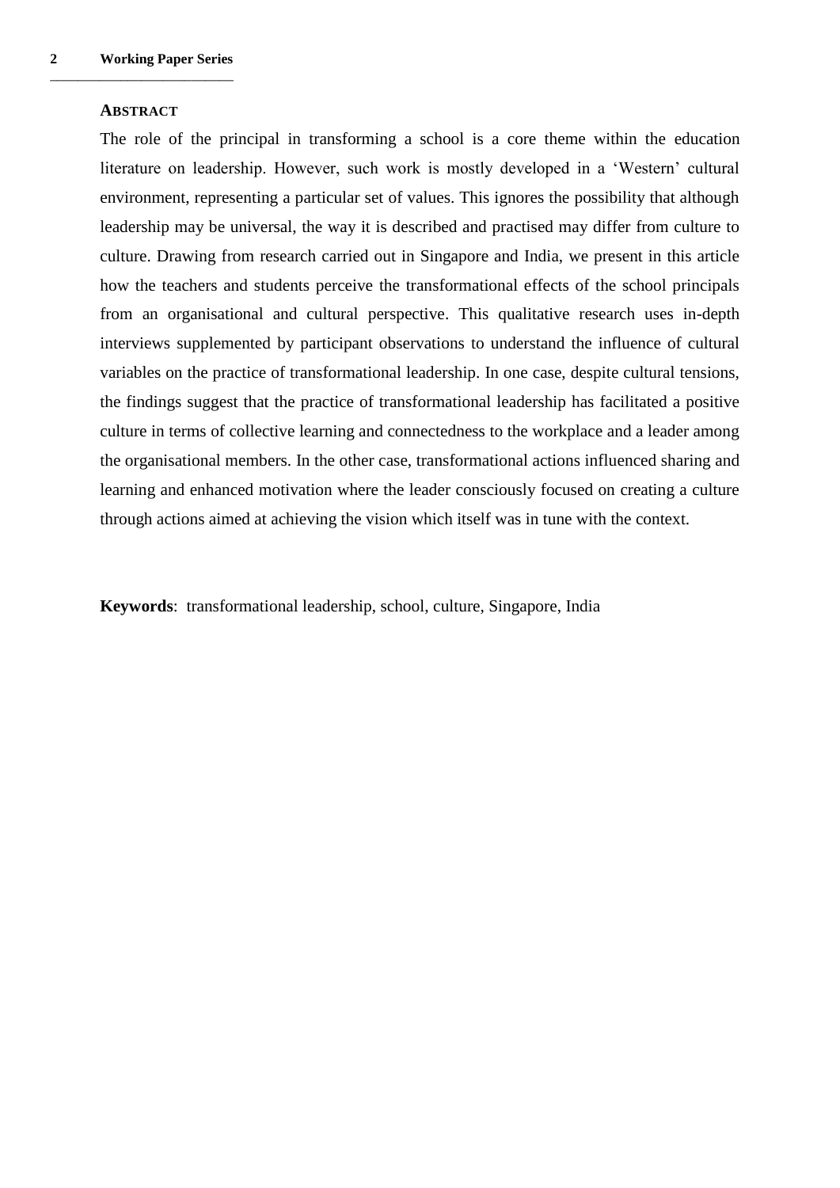## ABSTRACT

The role of the principal in transforming a school is a core theme within the education literature on leadership. However, such work is mostly developed in a 'Western' cultural environment, representing a particular set of values. This ignores the possibility that although leadership may be universal, the way it is described and practised may differ from culture to culture. Drawing from research carried out in Singapore and India, we present in this article how the teachers and students perceive the transformational effects of the school principals from an organisational and cultural perspective. This qualitative research uses in-depth interviews supplemented by participant observations to understand the influence of cultural variables on the practice of transformational leadership. In one case, despite cultural tensions, the findings suggest that the practice of transformational leadership has facilitated a positive culture in terms of collective learning and connectedness to the workplace and a leader among the organisational members. In the other case, transformational actions influenced sharing and learning and enhanced motivation where the leader consciously focused on creating a culture through actions aimed at achieving the vision which itself was in tune with the context.

**Keywords**: transformational leadership, school, culture, Singapore, India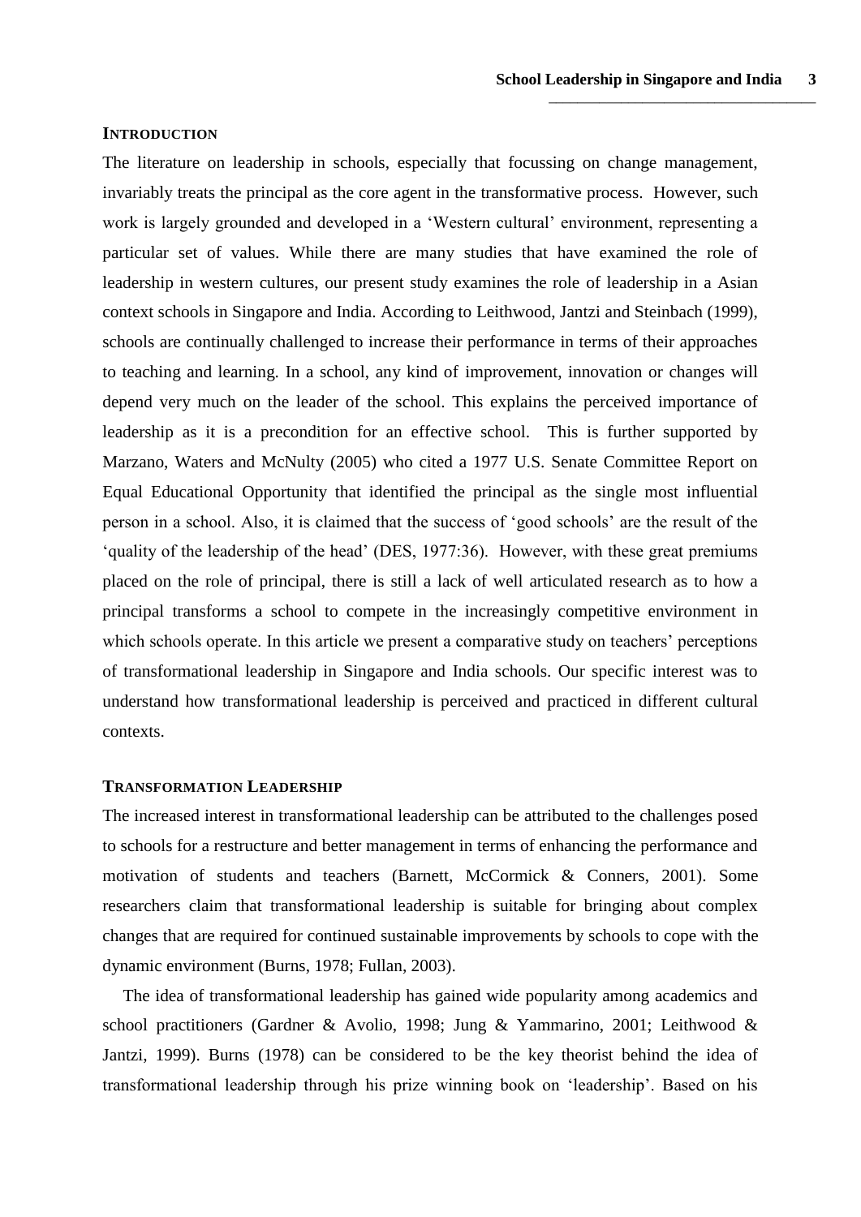## INTRODUCTION

The literature on leadership in schools, especially that focussing on change management, invariably treats the principal as the core agent in the transformative process. However, such work is largely grounded and developed in a 'Western cultural' environment, representing a particular set of values. While there are many studies that have examined the role of leadership in western cultures, our present study examines the role of leadership in a Asian context schools in Singapore and India. According to Leithwood, Jantzi and Steinbach (1999), schools are continually challenged to increase their performance in terms of their approaches to teaching and learning. In a school, any kind of improvement, innovation or changes will depend very much on the leader of the school. This explains the perceived importance of leadership as it is a precondition for an effective school. This is further supported by Marzano, Waters and McNulty (2005) who cited a 1977 U.S. Senate Committee Report on Equal Educational Opportunity that identified the principal as the single most influential person in a school. Also, it is claimed that the success of 'good schools' are the result of the 'quality of the leadership of the head' (DES, 1977:36). However, with these great premiums placed on the role of principal, there is still a lack of well articulated research as to how a principal transforms a school to compete in the increasingly competitive environment in which schools operate. In this article we present a comparative study on teachers' perceptions of transformational leadership in Singapore and India schools. Our specific interest was to understand how transformational leadership is perceived and practiced in different cultural contexts.

## TRANSFORMATION LEADERSHIP

The increased interest in transformational leadership can be attributed to the challenges posed to schools for a restructure and better management in terms of enhancing the performance and motivation of students and teachers (Barnett, McCormick & Conners, 2001). Some researchers claim that transformational leadership is suitable for bringing about complex changes that are required for continued sustainable improvements by schools to cope with the dynamic environment (Burns, 1978; Fullan, 2003).

The idea of transformational leadership has gained wide popularity among academics and school practitioners (Gardner & Avolio, 1998; Jung & Yammarino, 2001; Leithwood & Jantzi, 1999). Burns (1978) can be considered to be the key theorist behind the idea of transformational leadership through his prize winning book on 'leadership'. Based on his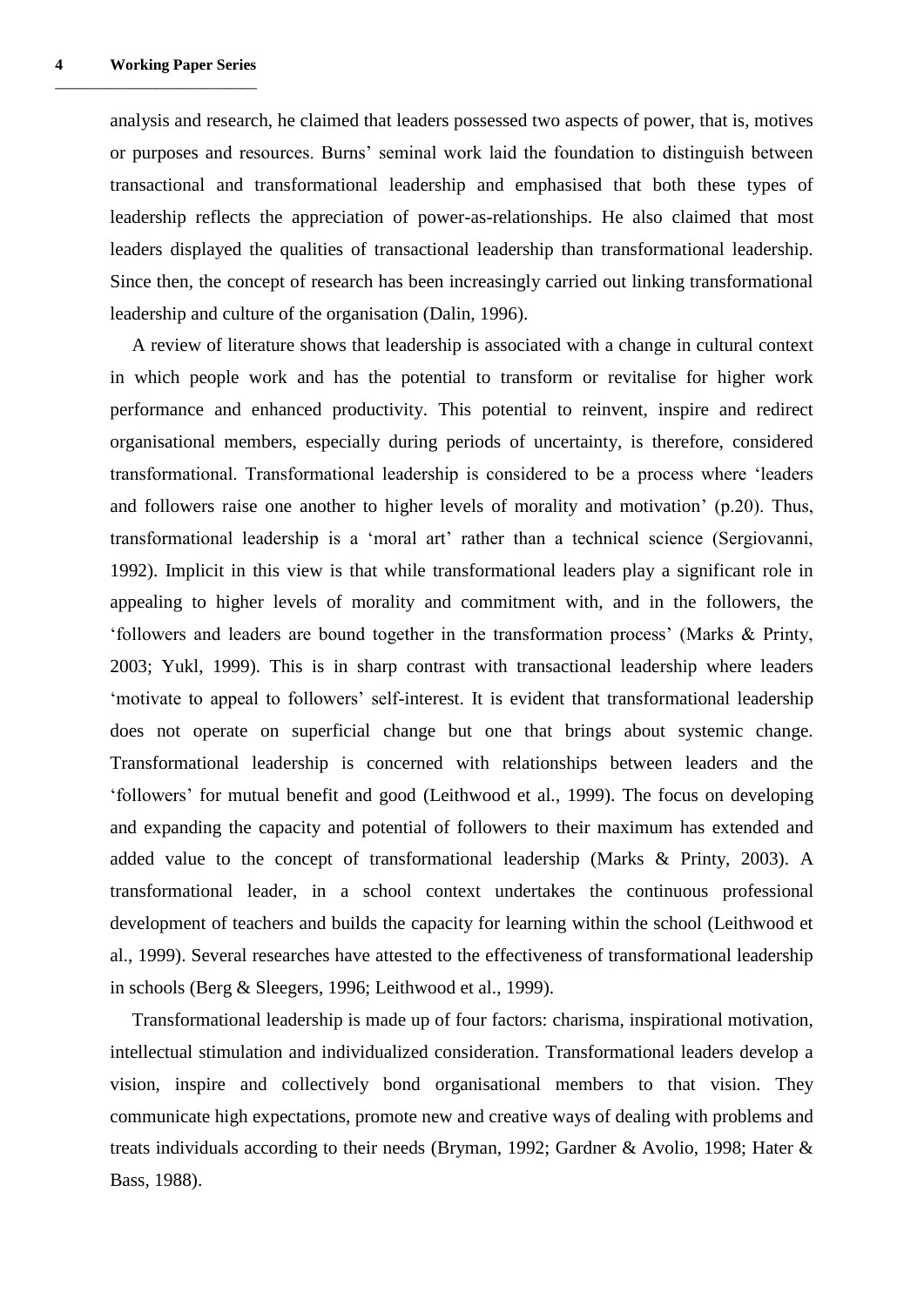analysis and research, he claimed that leaders possessed two aspects of power, that is, motives or purposes and resources. Burns' seminal work laid the foundation to distinguish between transactional and transformational leadership and emphasised that both these types of leadership reflects the appreciation of power-as-relationships. He also claimed that most leaders displayed the qualities of transactional leadership than transformational leadership. Since then, the concept of research has been increasingly carried out linking transformational leadership and culture of the organisation (Dalin, 1996).

A review of literature shows that leadership is associated with a change in cultural context in which people work and has the potential to transform or revitalise for higher work performance and enhanced productivity. This potential to reinvent, inspire and redirect organisational members, especially during periods of uncertainty, is therefore, considered transformational. Transformational leadership is considered to be a process where 'leaders and followers raise one another to higher levels of morality and motivation' (p.20). Thus, transformational leadership is a 'moral art' rather than a technical science (Sergiovanni, 1992). Implicit in this view is that while transformational leaders play a significant role in appealing to higher levels of morality and commitment with, and in the followers, the 'followers and leaders are bound together in the transformation process' (Marks & Printy, 2003; Yukl, 1999). This is in sharp contrast with transactional leadership where leaders 'motivate to appeal to followers' self-interest. It is evident that transformational leadership does not operate on superficial change but one that brings about systemic change. Transformational leadership is concerned with relationships between leaders and the 'followers' for mutual benefit and good (Leithwood et al., 1999). The focus on developing and expanding the capacity and potential of followers to their maximum has extended and added value to the concept of transformational leadership (Marks & Printy, 2003). A transformational leader, in a school context undertakes the continuous professional development of teachers and builds the capacity for learning within the school (Leithwood et al., 1999). Several researches have attested to the effectiveness of transformational leadership in schools (Berg & Sleegers, 1996; Leithwood et al., 1999).

Transformational leadership is made up of four factors: charisma, inspirational motivation, intellectual stimulation and individualized consideration. Transformational leaders develop a vision, inspire and collectively bond organisational members to that vision. They communicate high expectations, promote new and creative ways of dealing with problems and treats individuals according to their needs (Bryman, 1992; Gardner & Avolio, 1998; Hater & Bass, 1988).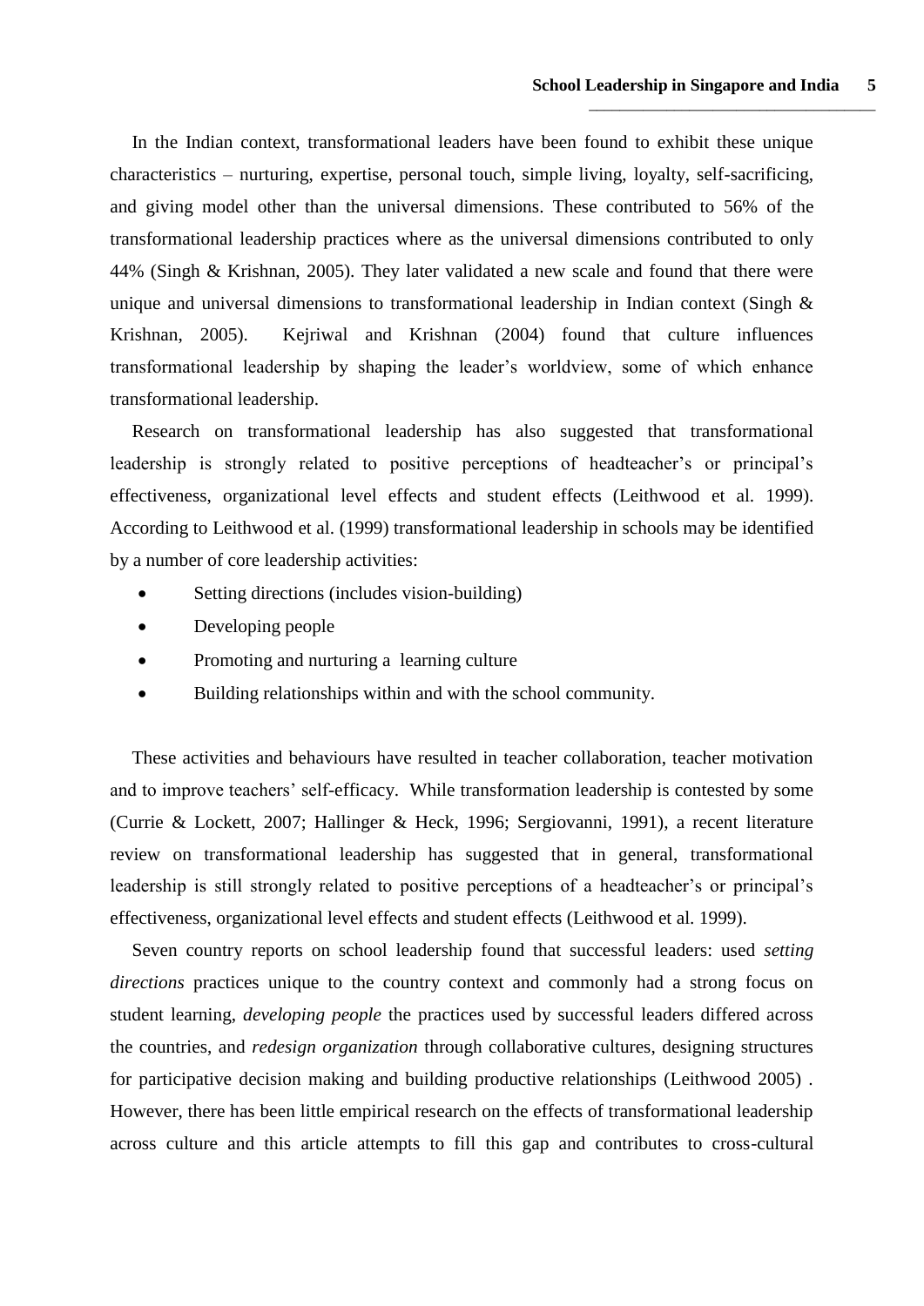In the Indian context, transformational leaders have been found to exhibit these unique characteristics – nurturing, expertise, personal touch, simple living, loyalty, self-sacrificing, and giving model other than the universal dimensions. These contributed to 56% of the transformational leadership practices where as the universal dimensions contributed to only 44% (Singh & Krishnan, 2005). They later validated a new scale and found that there were unique and universal dimensions to transformational leadership in Indian context (Singh & Krishnan, 2005). Kejriwal and Krishnan (2004) found that culture influences transformational leadership by shaping the leader's worldview, some of which enhance transformational leadership.

Research on transformational leadership has also suggested that transformational leadership is strongly related to positive perceptions of headteacher's or principal's effectiveness, organizational level effects and student effects (Leithwood et al. 1999). According to Leithwood et al. (1999) transformational leadership in schools may be identified by a number of core leadership activities:

- Setting directions (includes vision-building)
- Developing people
- Promoting and nurturing a learning culture
- Building relationships within and with the school community.

These activities and behaviours have resulted in teacher collaboration, teacher motivation and to improve teachers' self-efficacy. While transformation leadership is contested by some (Currie & Lockett, 2007; Hallinger & Heck, 1996; Sergiovanni, 1991), a recent literature review on transformational leadership has suggested that in general, transformational leadership is still strongly related to positive perceptions of a headteacher's or principal's effectiveness, organizational level effects and student effects (Leithwood et al. 1999).

Seven country reports on school leadership found that successful leaders: used *setting directions* practices unique to the country context and commonly had a strong focus on student learning, *developing people* the practices used by successful leaders differed across the countries, and *redesign organization* through collaborative cultures, designing structures for participative decision making and building productive relationships (Leithwood 2005) . However, there has been little empirical research on the effects of transformational leadership across culture and this article attempts to fill this gap and contributes to cross-cultural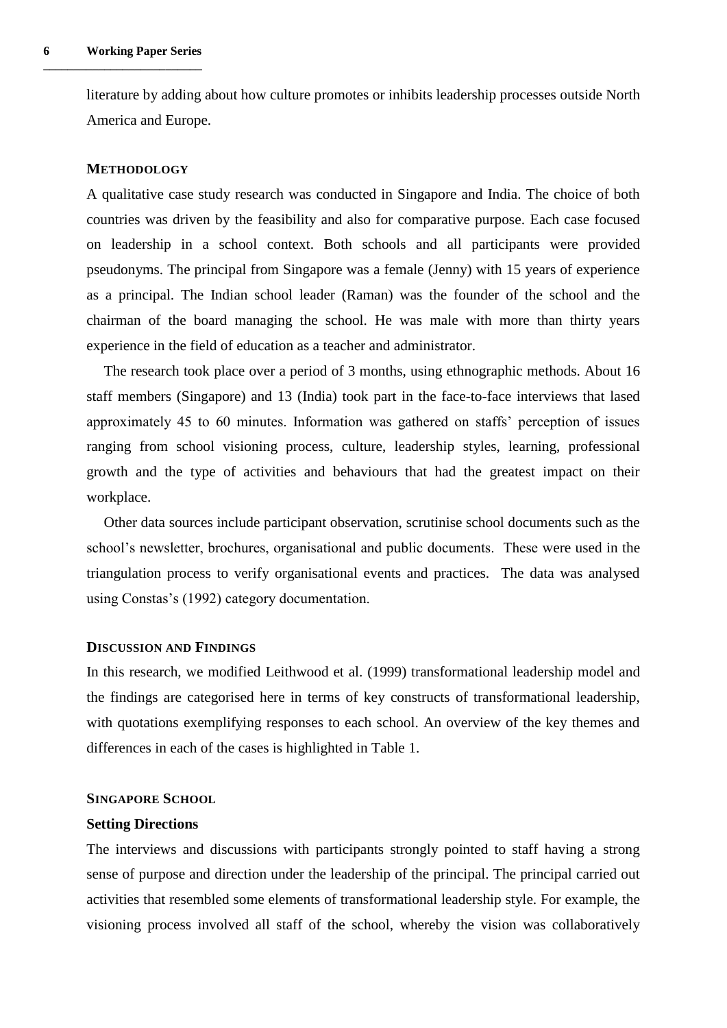literature by adding about how culture promotes or inhibits leadership processes outside North America and Europe.

## METHODOLOGY

A qualitative case study research was conducted in Singapore and India. The choice of both countries was driven by the feasibility and also for comparative purpose. Each case focused on leadership in a school context. Both schools and all participants were provided pseudonyms. The principal from Singapore was a female (Jenny) with 15 years of experience as a principal. The Indian school leader (Raman) was the founder of the school and the chairman of the board managing the school. He was male with more than thirty years experience in the field of education as a teacher and administrator.

The research took place over a period of 3 months, using ethnographic methods. About 16 staff members (Singapore) and 13 (India) took part in the face-to-face interviews that lased approximately 45 to 60 minutes. Information was gathered on staffs' perception of issues ranging from school visioning process, culture, leadership styles, learning, professional growth and the type of activities and behaviours that had the greatest impact on their workplace.

Other data sources include participant observation, scrutinise school documents such as the school's newsletter, brochures, organisational and public documents. These were used in the triangulation process to verify organisational events and practices. The data was analysed using Constas's (1992) category documentation.

## DISCUSSION AND FINDINGS

In this research, we modified Leithwood et al. (1999) transformational leadership model and the findings are categorised here in terms of key constructs of transformational leadership, with quotations exemplifying responses to each school. An overview of the key themes and differences in each of the cases is highlighted in Table 1.

## SINGAPORE SCHOOL

### Setting Directions

The interviews and discussions with participants strongly pointed to staff having a strong sense of purpose and direction under the leadership of the principal. The principal carried out activities that resembled some elements of transformational leadership style. For example, the visioning process involved all staff of the school, whereby the vision was collaboratively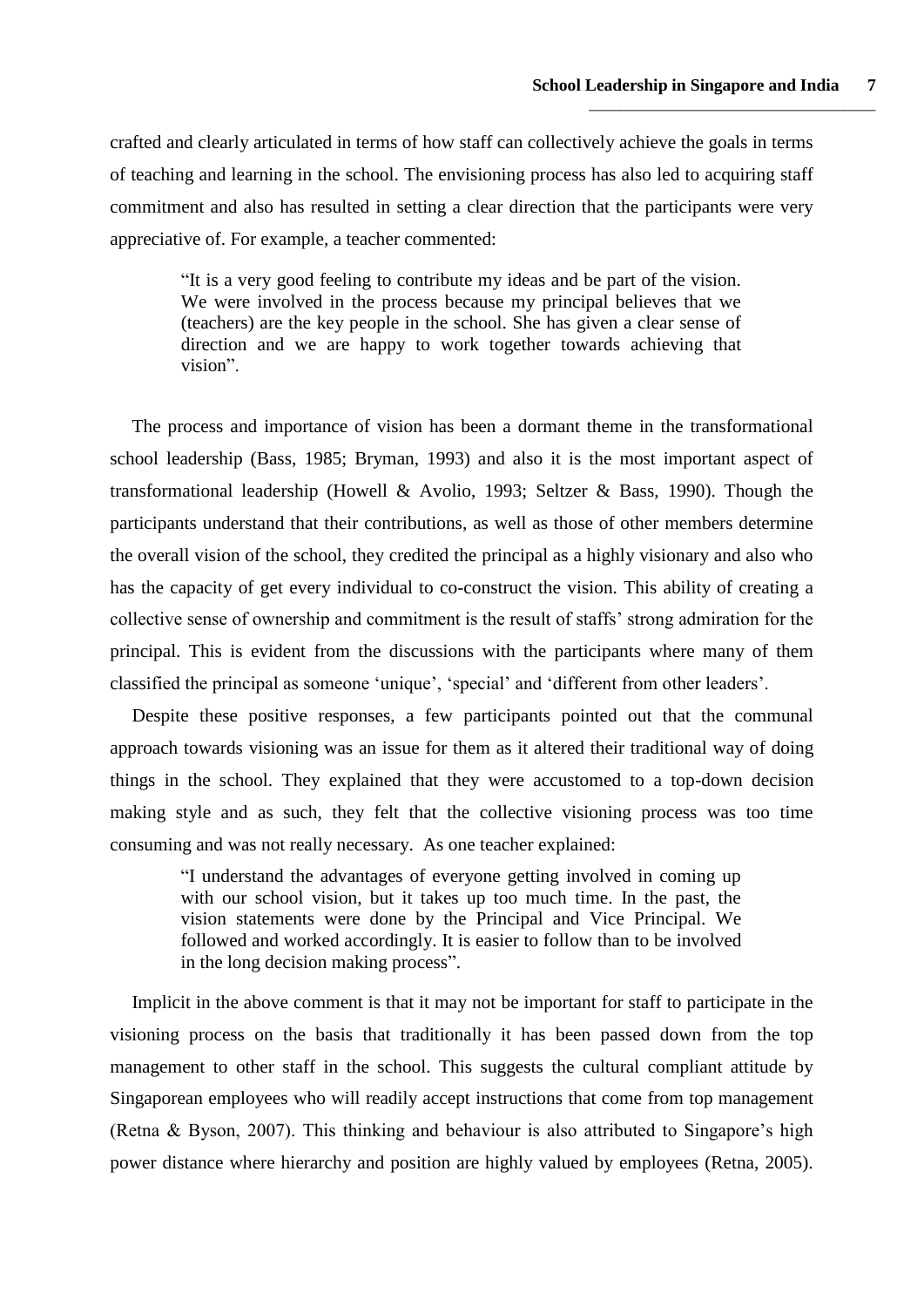crafted and clearly articulated in terms of how staff can collectively achieve the goals in terms of teaching and learning in the school. The envisioning process has also led to acquiring staff commitment and also has resulted in setting a clear direction that the participants were very appreciative of. For example, a teacher commented:

> "It is a very good feeling to contribute my ideas and be part of the vision. We were involved in the process because my principal believes that we (teachers) are the key people in the school. She has given a clear sense of direction and we are happy to work together towards achieving that vision".

The process and importance of vision has been a dormant theme in the transformational school leadership (Bass, 1985; Bryman, 1993) and also it is the most important aspect of transformational leadership (Howell & Avolio, 1993; Seltzer & Bass, 1990). Though the participants understand that their contributions, as well as those of other members determine the overall vision of the school, they credited the principal as a highly visionary and also who has the capacity of get every individual to co-construct the vision. This ability of creating a collective sense of ownership and commitment is the result of staffs' strong admiration for the principal. This is evident from the discussions with the participants where many of them classified the principal as someone 'unique', 'special' and 'different from other leaders'.

Despite these positive responses, a few participants pointed out that the communal approach towards visioning was an issue for them as it altered their traditional way of doing things in the school. They explained that they were accustomed to a top-down decision making style and as such, they felt that the collective visioning process was too time consuming and was not really necessary. As one teacher explained:

> "I understand the advantages of everyone getting involved in coming up with our school vision, but it takes up too much time. In the past, the vision statements were done by the Principal and Vice Principal. We followed and worked accordingly. It is easier to follow than to be involved in the long decision making process".

Implicit in the above comment is that it may not be important for staff to participate in the visioning process on the basis that traditionally it has been passed down from the top management to other staff in the school. This suggests the cultural compliant attitude by Singaporean employees who will readily accept instructions that come from top management (Retna & Byson, 2007). This thinking and behaviour is also attributed to Singapore's high power distance where hierarchy and position are highly valued by employees (Retna, 2005).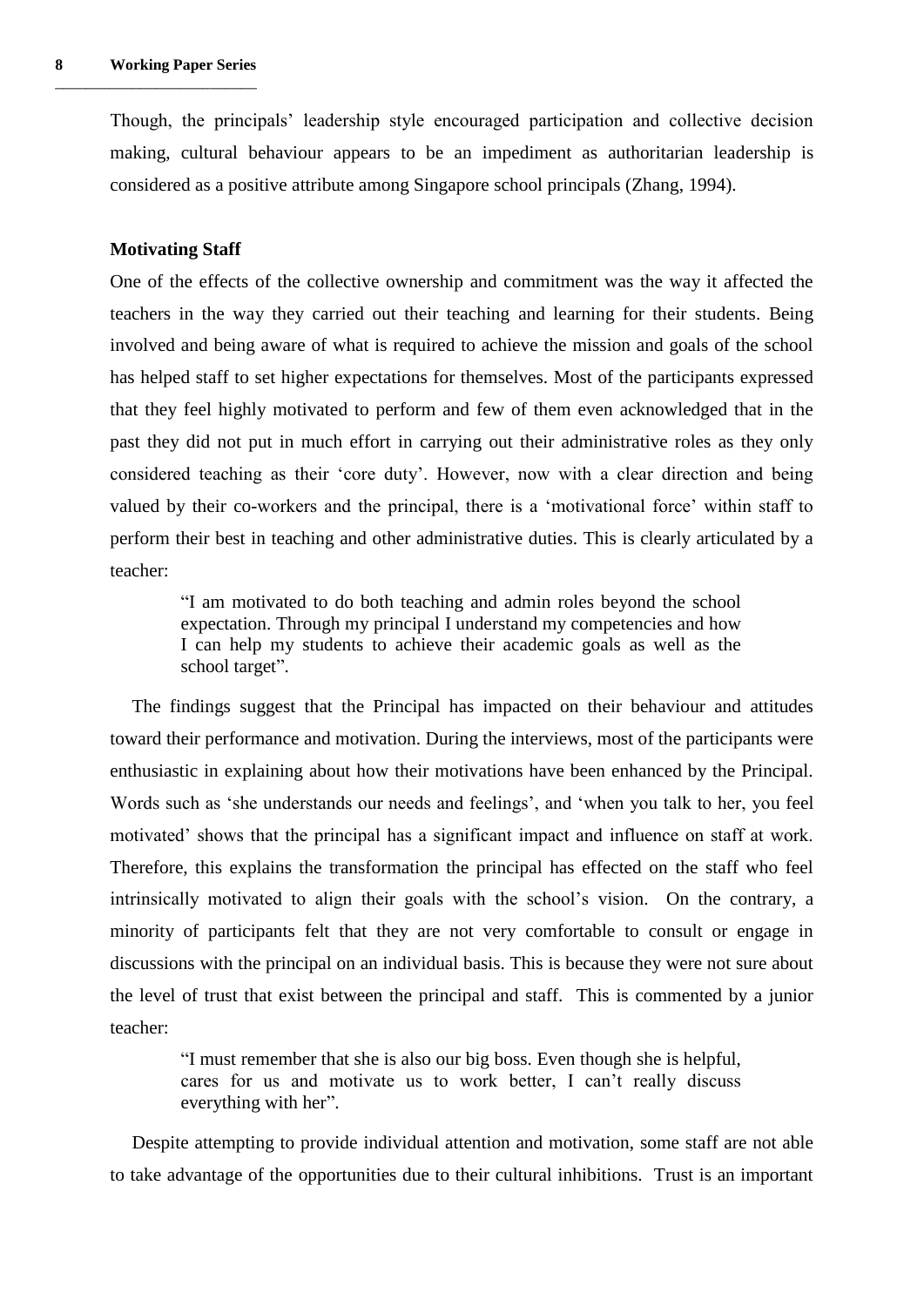Though, the principals' leadership style encouraged participation and collective decision making, cultural behaviour appears to be an impediment as authoritarian leadership is considered as a positive attribute among Singapore school principals (Zhang, 1994).

**Motivating Staff**

One of the effects of the collective ownership and commitment was the way it affected the teachers in the way they carried out their teaching and learning for their students. Being involved and being aware of what is required to achieve the mission and goals of the school has helped staff to set higher expectations for themselves. Most of the participants expressed that they feel highly motivated to perform and few of them even acknowledged that in the past they did not put in much effort in carrying out their administrative roles as they only considered teaching as their 'core duty'. However, now with a clear direction and being valued by their co-workers and the principal, there is a 'motivational force' within staff to perform their best in teaching and other administrative duties. This is clearly articulated by a teacher:

> "I am motivated to do both teaching and admin roles beyond the school expectation. Through my principal I understand my competencies and how I can help my students to achieve their academic goals as well as the school target".

The findings suggest that the Principal has impacted on their behaviour and attitudes toward their performance and motivation. During the interviews, most of the participants were enthusiastic in explaining about how their motivations have been enhanced by the Principal. Words such as 'she understands our needs and feelings', and 'when you talk to her, you feel motivated' shows that the principal has a significant impact and influence on staff at work. Therefore, this explains the transformation the principal has effected on the staff who feel intrinsically motivated to align their goals with the school's vision. On the contrary, a minority of participants felt that they are not very comfortable to consult or engage in discussions with the principal on an individual basis. This is because they were not sure about the level of trust that exist between the principal and staff. This is commented by a junior teacher:

> "I must remember that she is also our big boss. Even though she is helpful, cares for us and motivate us to work better, I can't really discuss everything with her".

Despite attempting to provide individual attention and motivation, some staff are not able to take advantage of the opportunities due to their cultural inhibitions. Trust is an important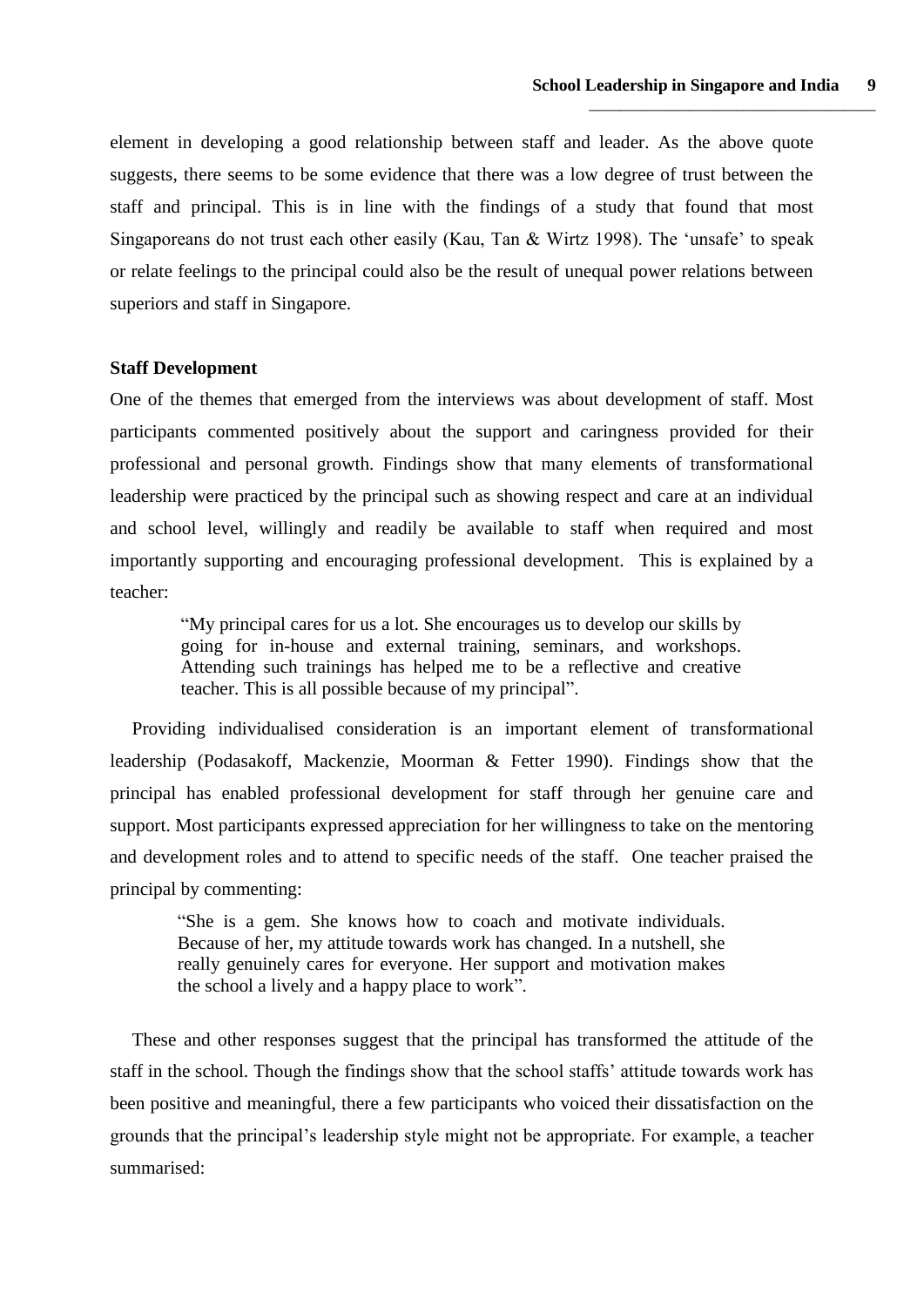element in developing a good relationship between staff and leader. As the above quote suggests, there seems to be some evidence that there was a low degree of trust between the staff and principal. This is in line with the findings of a study that found that most Singaporeans do not trust each other easily (Kau, Tan & Wirtz 1998). The 'unsafe' to speak or relate feelings to the principal could also be the result of unequal power relations between superiors and staff in Singapore.

**Staff Development**

One of the themes that emerged from the interviews was about development of staff. Most participants commented positively about the support and caringness provided for their professional and personal growth. Findings show that many elements of transformational leadership were practiced by the principal such as showing respect and care at an individual and school level, willingly and readily be available to staff when required and most importantly supporting and encouraging professional development. This is explained by a teacher:

> "My principal cares for us a lot. She encourages us to develop our skills by going for in-house and external training, seminars, and workshops. Attending such trainings has helped me to be a reflective and creative teacher. This is all possible because of my principal".

Providing individualised consideration is an important element of transformational leadership (Podasakoff, Mackenzie, Moorman & Fetter 1990). Findings show that the principal has enabled professional development for staff through her genuine care and support. Most participants expressed appreciation for her willingness to take on the mentoring and development roles and to attend to specific needs of the staff. One teacher praised the principal by commenting:

> "She is a gem. She knows how to coach and motivate individuals. Because of her, my attitude towards work has changed. In a nutshell, she really genuinely cares for everyone. Her support and motivation makes the school a lively and a happy place to work".

These and other responses suggest that the principal has transformed the attitude of the staff in the school. Though the findings show that the school staffs' attitude towards work has been positive and meaningful, there a few participants who voiced their dissatisfaction on the grounds that the principal's leadership style might not be appropriate. For example, a teacher summarised: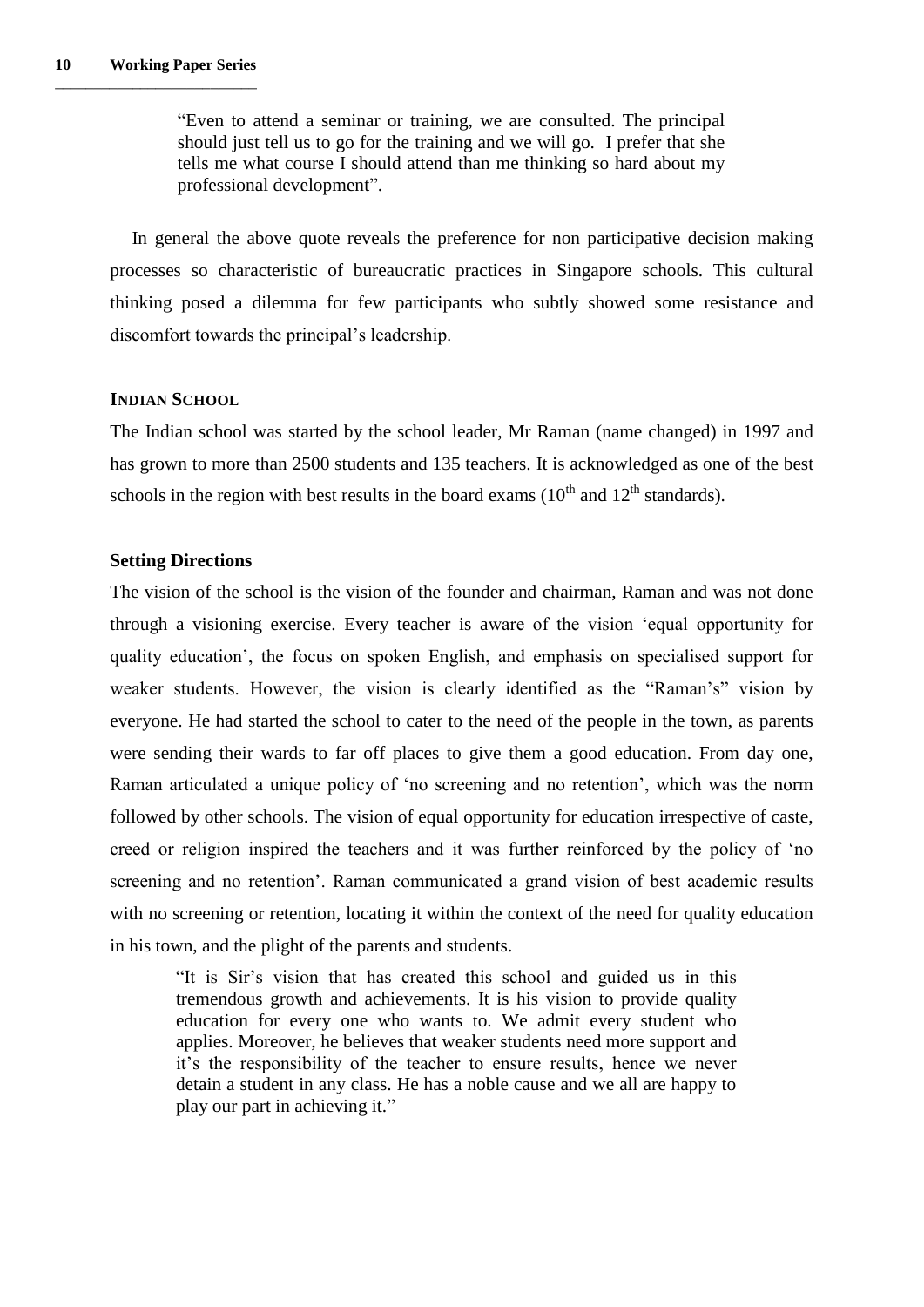> "Even to attend a seminar or training, we are consulted. The principal should just tell us to go for the training and we will go. I prefer that she tells me what course I should attend than me thinking so hard about my professional development".

In general the above quote reveals the preference for non participative decision making processes so characteristic of bureaucratic practices in Singapore schools. This cultural thinking posed a dilemma for few participants who subtly showed some resistance and discomfort towards the principal's leadership.

### INDIAN SCHOOL

The Indian school was started by the school leader, Mr Raman (name changed) in 1997 and has grown to more than 2500 students and 135 teachers. It is acknowledged as one of the best schools in the region with best results in the board exams (10th and 12th standards).

### Setting Directions

The vision of the school is the vision of the founder and chairman, Raman and was not done through a visioning exercise. Every teacher is aware of the vision 'equal opportunity for quality education', the focus on spoken English, and emphasis on specialised support for weaker students. However, the vision is clearly identified as the "Raman's" vision by everyone. He had started the school to cater to the need of the people in the town, as parents were sending their wards to far off places to give them a good education. From day one, Raman articulated a unique policy of 'no screening and no retention', which was the norm followed by other schools. The vision of equal opportunity for education irrespective of caste, creed or religion inspired the teachers and it was further reinforced by the policy of 'no screening and no retention'. Raman communicated a grand vision of best academic results with no screening or retention, locating it within the context of the need for quality education in his town, and the plight of the parents and students.

> "It is Sir's vision that has created this school and guided us in this tremendous growth and achievements. It is his vision to provide quality education for every one who wants to. We admit every student who applies. Moreover, he believes that weaker students need more support and it's the responsibility of the teacher to ensure results, hence we never detain a student in any class. He has a noble cause and we all are happy to play our part in achieving it."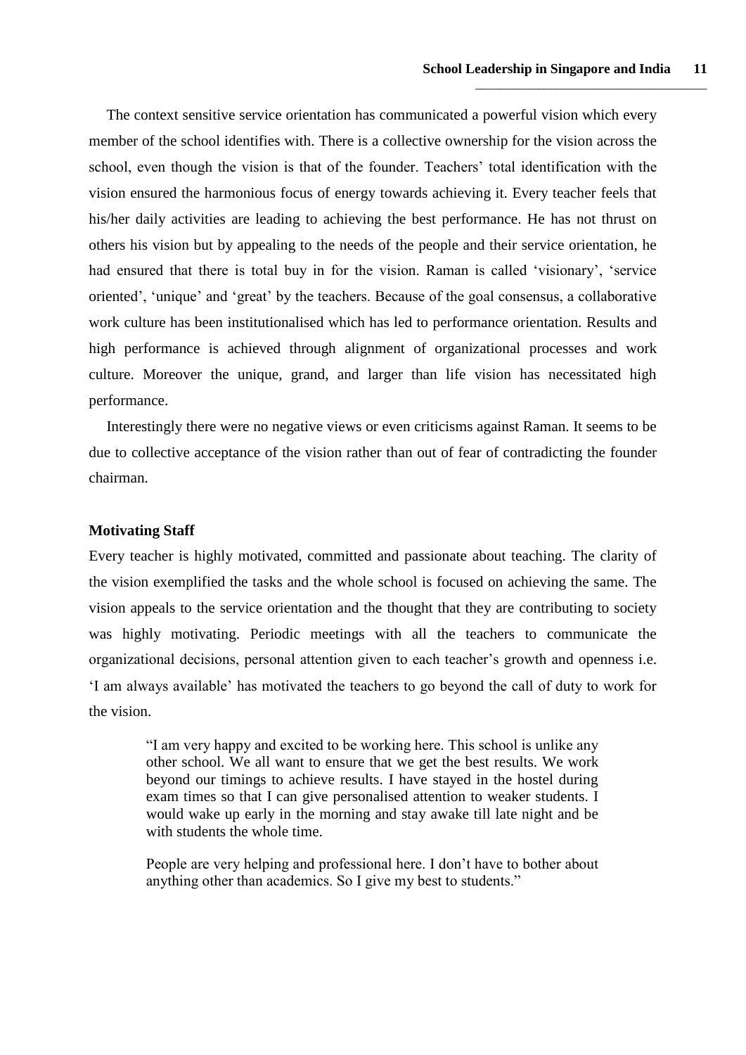The context sensitive service orientation has communicated a powerful vision which every member of the school identifies with. There is a collective ownership for the vision across the school, even though the vision is that of the founder. Teachers' total identification with the vision ensured the harmonious focus of energy towards achieving it. Every teacher feels that his/her daily activities are leading to achieving the best performance. He has not thrust on others his vision but by appealing to the needs of the people and their service orientation, he had ensured that there is total buy in for the vision. Raman is called 'visionary', 'service oriented', 'unique' and 'great' by the teachers. Because of the goal consensus, a collaborative work culture has been institutionalised which has led to performance orientation. Results and high performance is achieved through alignment of organizational processes and work culture. Moreover the unique, grand, and larger than life vision has necessitated high performance.

Interestingly there were no negative views or even criticisms against Raman. It seems to be due to collective acceptance of the vision rather than out of fear of contradicting the founder chairman.

**Motivating Staff**

Every teacher is highly motivated, committed and passionate about teaching. The clarity of the vision exemplified the tasks and the whole school is focused on achieving the same. The vision appeals to the service orientation and the thought that they are contributing to society was highly motivating. Periodic meetings with all the teachers to communicate the organizational decisions, personal attention given to each teacher's growth and openness i.e. 'I am always available' has motivated the teachers to go beyond the call of duty to work for the vision.

> "I am very happy and excited to be working here. This school is unlike any other school. We all want to ensure that we get the best results. We work beyond our timings to achieve results. I have stayed in the hostel during exam times so that I can give personalised attention to weaker students. I would wake up early in the morning and stay awake till late night and be with students the whole time.
>
> People are very helping and professional here. I don't have to bother about anything other than academics. So I give my best to students."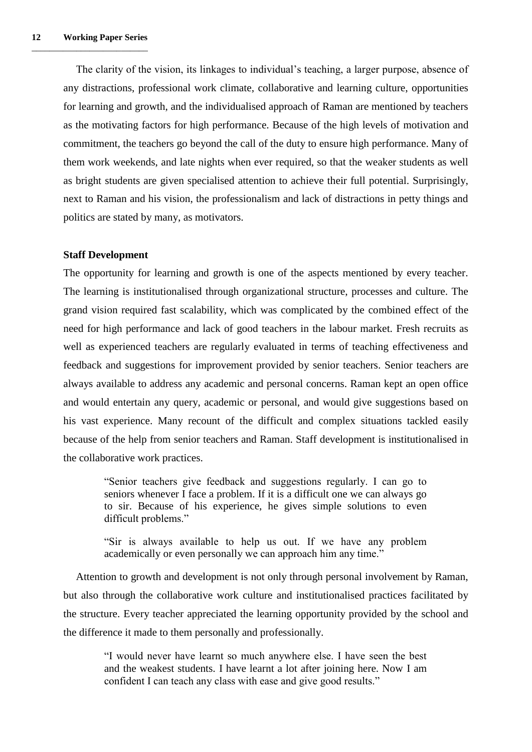The clarity of the vision, its linkages to individual's teaching, a larger purpose, absence of any distractions, professional work climate, collaborative and learning culture, opportunities for learning and growth, and the individualised approach of Raman are mentioned by teachers as the motivating factors for high performance. Because of the high levels of motivation and commitment, the teachers go beyond the call of the duty to ensure high performance. Many of them work weekends, and late nights when ever required, so that the weaker students as well as bright students are given specialised attention to achieve their full potential. Surprisingly, next to Raman and his vision, the professionalism and lack of distractions in petty things and politics are stated by many, as motivators.

**Staff Development**

The opportunity for learning and growth is one of the aspects mentioned by every teacher. The learning is institutionalised through organizational structure, processes and culture. The grand vision required fast scalability, which was complicated by the combined effect of the need for high performance and lack of good teachers in the labour market. Fresh recruits as well as experienced teachers are regularly evaluated in terms of teaching effectiveness and feedback and suggestions for improvement provided by senior teachers. Senior teachers are always available to address any academic and personal concerns. Raman kept an open office and would entertain any query, academic or personal, and would give suggestions based on his vast experience. Many recount of the difficult and complex situations tackled easily because of the help from senior teachers and Raman. Staff development is institutionalised in the collaborative work practices.

> "Senior teachers give feedback and suggestions regularly. I can go to seniors whenever I face a problem. If it is a difficult one we can always go to sir. Because of his experience, he gives simple solutions to even difficult problems."

> "Sir is always available to help us out. If we have any problem academically or even personally we can approach him any time."

Attention to growth and development is not only through personal involvement by Raman, but also through the collaborative work culture and institutionalised practices facilitated by the structure. Every teacher appreciated the learning opportunity provided by the school and the difference it made to them personally and professionally.

> "I would never have learnt so much anywhere else. I have seen the best and the weakest students. I have learnt a lot after joining here. Now I am confident I can teach any class with ease and give good results."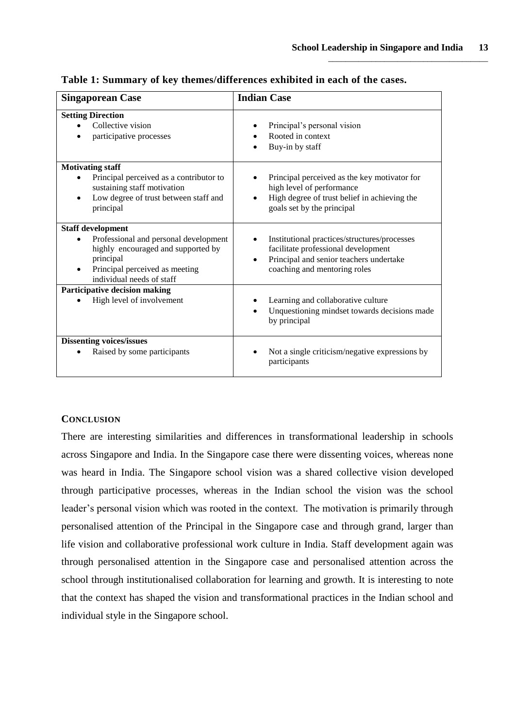**Table 1: Summary of key themes/differences exhibited in each of the cases.**

| Singaporean Case | Indian Case |
|---|---|
| **Setting Direction**<br>• Collective vision<br>• participative processes | • Principal's personal vision<br>• Rooted in context<br>• Buy-in by staff |
| **Motivating staff**<br>• Principal perceived as a contributor to sustaining staff motivation<br>• Low degree of trust between staff and principal | • Principal perceived as the key motivator for high level of performance<br>• High degree of trust belief in achieving the goals set by the principal |
| **Staff development**<br>• Professional and personal development highly encouraged and supported by principal<br>• Principal perceived as meeting individual needs of staff | • Institutional practices/structures/processes facilitate professional development<br>• Principal and senior teachers undertake coaching and mentoring roles |
| **Participative decision making**<br>• High level of involvement | • Learning and collaborative culture<br>• Unquestioning mindset towards decisions made by principal |
| **Dissenting voices/issues**<br>• Raised by some participants | • Not a single criticism/negative expressions by participants |

## CONCLUSION

There are interesting similarities and differences in transformational leadership in schools across Singapore and India. In the Singapore case there were dissenting voices, whereas none was heard in India. The Singapore school vision was a shared collective vision developed through participative processes, whereas in the Indian school the vision was the school leader's personal vision which was rooted in the context. The motivation is primarily through personalised attention of the Principal in the Singapore case and through grand, larger than life vision and collaborative professional work culture in India. Staff development again was through personalised attention in the Singapore case and personalised attention across the school through institutionalised collaboration for learning and growth. It is interesting to note that the context has shaped the vision and transformational practices in the Indian school and individual style in the Singapore school.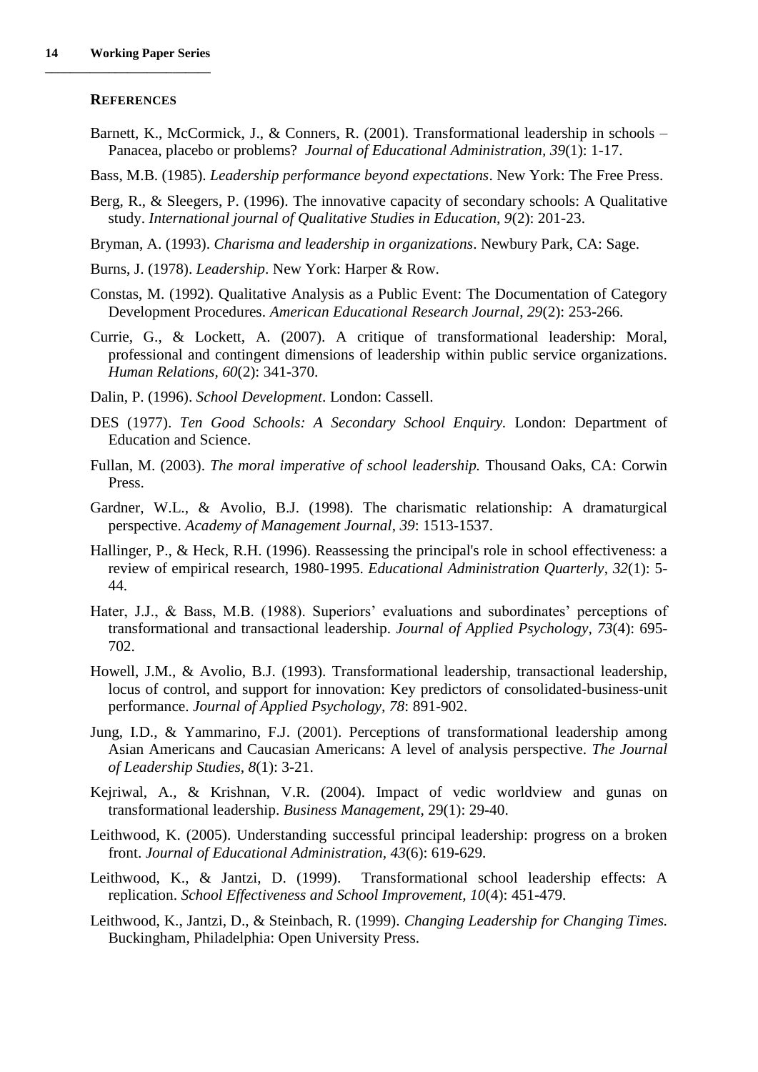## REFERENCES

Barnett, K., McCormick, J., & Conners, R. (2001). Transformational leadership in schools – Panacea, placebo or problems? *Journal of Educational Administration, 39*(1): 1-17.

Bass, M.B. (1985). *Leadership performance beyond expectations*. New York: The Free Press.

Berg, R., & Sleegers, P. (1996). The innovative capacity of secondary schools: A Qualitative study. *International journal of Qualitative Studies in Education*, *9*(2): 201-23.

Bryman, A. (1993). *Charisma and leadership in organizations*. Newbury Park, CA: Sage.

Burns, J. (1978). *Leadership*. New York: Harper & Row.

Constas, M. (1992). Qualitative Analysis as a Public Event: The Documentation of Category Development Procedures. *American Educational Research Journal*, *29*(2): 253-266.

Currie, G., & Lockett, A. (2007). A critique of transformational leadership: Moral, professional and contingent dimensions of leadership within public service organizations. *Human Relations*, *60*(2): 341-370.

Dalin, P. (1996). *School Development*. London: Cassell.

DES (1977). *Ten Good Schools: A Secondary School Enquiry.* London: Department of Education and Science.

Fullan, M. (2003). *The moral imperative of school leadership.* Thousand Oaks, CA: Corwin Press.

Gardner, W.L., & Avolio, B.J. (1998). The charismatic relationship: A dramaturgical perspective. *Academy of Management Journal*, *39*: 1513-1537.

Hallinger, P., & Heck, R.H. (1996). Reassessing the principal's role in school effectiveness: a review of empirical research, 1980-1995. *Educational Administration Quarterly*, *32*(1): 5-44.

Hater, J.J., & Bass, M.B. (1988). Superiors' evaluations and subordinates' perceptions of transformational and transactional leadership. *Journal of Applied Psychology*, *73*(4): 695-702.

Howell, J.M., & Avolio, B.J. (1993). Transformational leadership, transactional leadership, locus of control, and support for innovation: Key predictors of consolidated-business-unit performance. *Journal of Applied Psychology*, *78*: 891-902.

Jung, I.D., & Yammarino, F.J. (2001). Perceptions of transformational leadership among Asian Americans and Caucasian Americans: A level of analysis perspective. *The Journal of Leadership Studies*, *8*(1): 3-21.

Kejriwal, A., & Krishnan, V.R. (2004). Impact of vedic worldview and gunas on transformational leadership. *Business Management*, 29(1): 29-40.

Leithwood, K. (2005). Understanding successful principal leadership: progress on a broken front. *Journal of Educational Administration*, *43*(6): 619-629.

Leithwood, K., & Jantzi, D. (1999). Transformational school leadership effects: A replication. *School Effectiveness and School Improvement, 10*(4): 451-479.

Leithwood, K., Jantzi, D., & Steinbach, R. (1999). *Changing Leadership for Changing Times.* Buckingham, Philadelphia: Open University Press.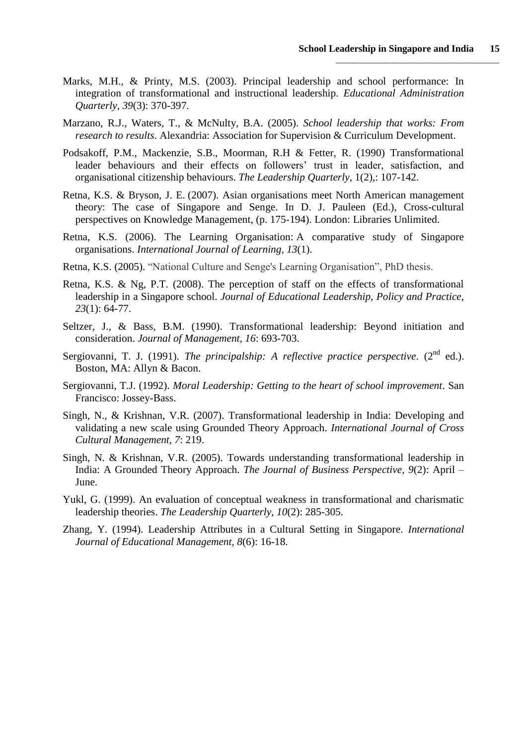Marks, M.H., & Printy, M.S. (2003). Principal leadership and school performance: In integration of transformational and instructional leadership. *Educational Administration Quarterly, 39*(3): 370-397.

Marzano, R.J., Waters, T., & McNulty, B.A. (2005). *School leadership that works: From research to results*. Alexandria: Association for Supervision & Curriculum Development.

Podsakoff, P.M., Mackenzie, S.B., Moorman, R.H & Fetter, R. (1990) Transformational leader behaviours and their effects on followers' trust in leader, satisfaction, and organisational citizenship behaviours. *The Leadership Quarterly*, 1(2),: 107-142.

Retna, K.S. & Bryson, J. E. (2007). Asian organisations meet North American management theory: The case of Singapore and Senge. In D. J. Pauleen (Ed.), Cross-cultural perspectives on Knowledge Management, (p. 175-194). London: Libraries Unlimited.

Retna, K.S. (2006). The Learning Organisation: A comparative study of Singapore organisations. *International Journal of Learning*, *13*(1).

Retna, K.S. (2005). "National Culture and Senge's Learning Organisation", PhD thesis.

Retna, K.S. & Ng, P.T. (2008). The perception of staff on the effects of transformational leadership in a Singapore school. *Journal of Educational Leadership, Policy and Practice, 23*(1): 64-77.

Seltzer, J., & Bass, B.M. (1990). Transformational leadership: Beyond initiation and consideration. *Journal of Management, 16*: 693-703.

Sergiovanni, T. J. (1991). *The principalship: A reflective practice perspective*. (2nd ed.). Boston, MA: Allyn & Bacon.

Sergiovanni, T.J. (1992). *Moral Leadership: Getting to the heart of school improvement*. San Francisco: Jossey-Bass.

Singh, N., & Krishnan, V.R. (2007). Transformational leadership in India: Developing and validating a new scale using Grounded Theory Approach. *International Journal of Cross Cultural Management, 7*: 219.

Singh, N. & Krishnan, V.R. (2005). Towards understanding transformational leadership in India: A Grounded Theory Approach. *The Journal of Business Perspective, 9*(2): April – June.

Yukl, G. (1999). An evaluation of conceptual weakness in transformational and charismatic leadership theories. *The Leadership Quarterly*, *10*(2): 285-305.

Zhang, Y. (1994). Leadership Attributes in a Cultural Setting in Singapore. *International Journal of Educational Management, 8*(6): 16-18.